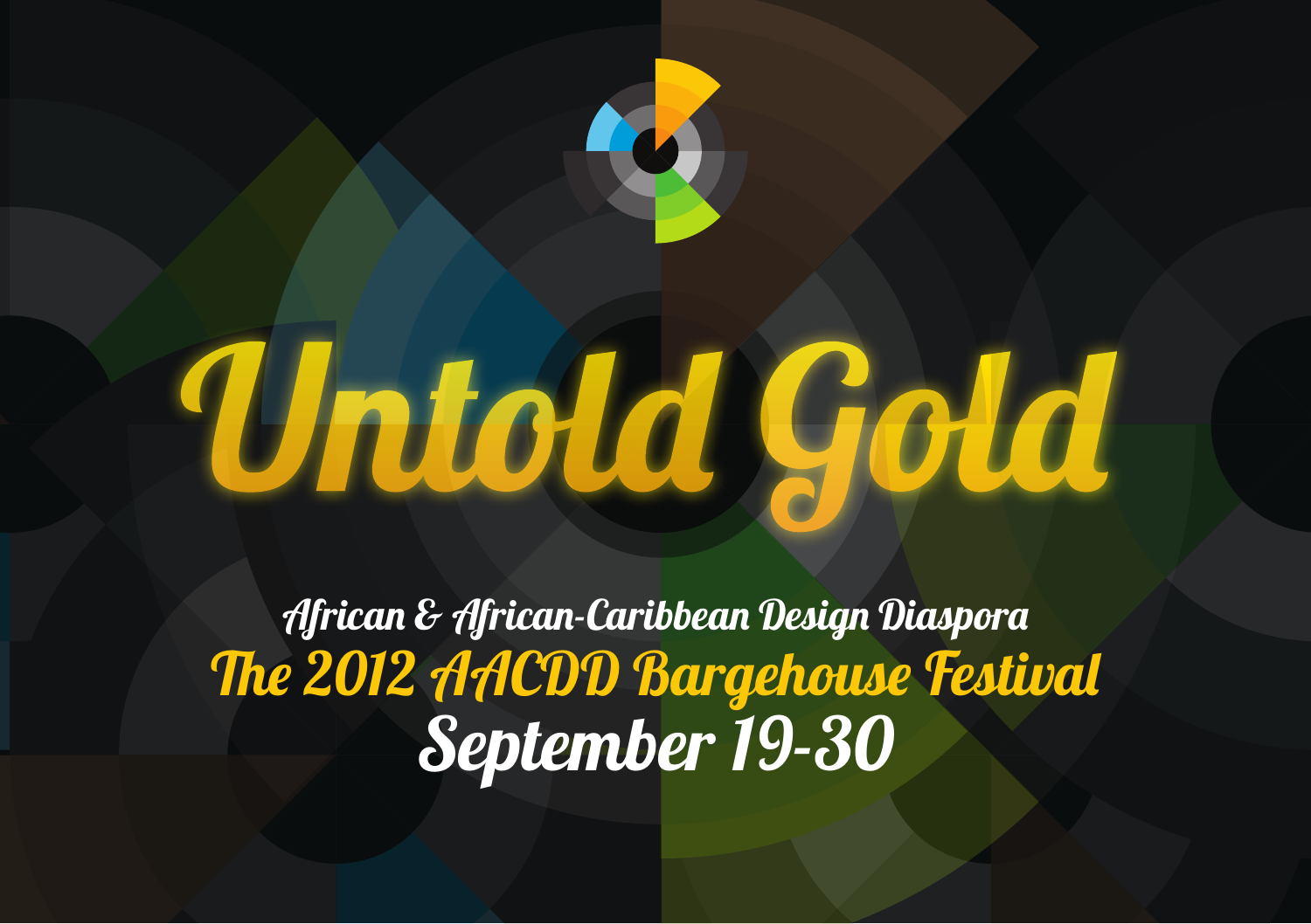# Untold Gold

African & African-Caribbean Design Diaspora

**The 2012 AACDD Bargehouse Festival**

**September 19-30**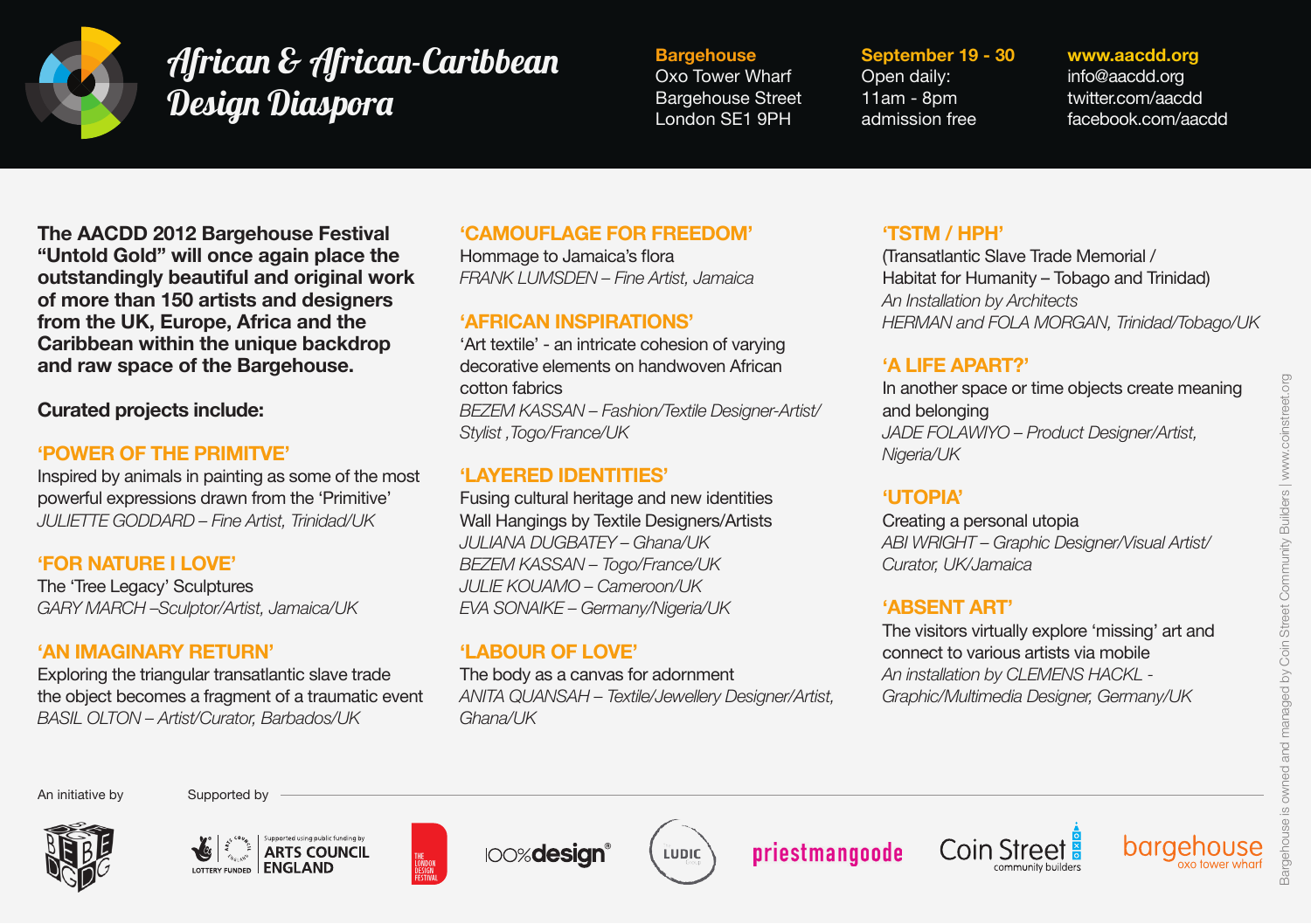# African & African-Caribbean Design Diaspora

**Bargehouse**
Oxo Tower Wharf
Bargehouse Street
London SE1 9PH

**September 19 - 30**
Open daily:
11am - 8pm
admission free

**www.aacdd.org**
info@aacdd.org
twitter.com/aacdd
facebook.com/aacdd

**The AACDD 2012 Bargehouse Festival "Untold Gold" will once again place the outstandingly beautiful and original work of more than 150 artists and designers from the UK, Europe, Africa and the Caribbean within the unique backdrop and raw space of the Bargehouse.**

**Curated projects include:**

### 'POWER OF THE PRIMITVE'

Inspired by animals in painting as some of the most powerful expressions drawn from the 'Primitive'
*JULIETTE GODDARD – Fine Artist, Trinidad/UK*

### 'FOR NATURE I LOVE'

The 'Tree Legacy' Sculptures
*GARY MARCH –Sculptor/Artist, Jamaica/UK*

### 'AN IMAGINARY RETURN'

Exploring the triangular transatlantic slave trade the object becomes a fragment of a traumatic event
*BASIL OLTON – Artist/Curator, Barbados/UK*

### 'CAMOUFLAGE FOR FREEDOM'

Hommage to Jamaica's flora
*FRANK LUMSDEN – Fine Artist, Jamaica*

### 'AFRICAN INSPIRATIONS'

'Art textile' - an intricate cohesion of varying decorative elements on handwoven African cotton fabrics
*BEZEM KASSAN – Fashion/Textile Designer-Artist/ Stylist ,Togo/France/UK*

### 'LAYERED IDENTITIES'

Fusing cultural heritage and new identities
Wall Hangings by Textile Designers/Artists
*JULIANA DUGBATEY – Ghana/UK*
*BEZEM KASSAN – Togo/France/UK*
*JULIE KOUAMO – Cameroon/UK*
*EVA SONAIKE – Germany/Nigeria/UK*

### 'LABOUR OF LOVE'

The body as a canvas for adornment
*ANITA QUANSAH – Textile/Jewellery Designer/Artist, Ghana/UK*

### 'TSTM / HPH'

(Transatlantic Slave Trade Memorial / Habitat for Humanity – Tobago and Trinidad)
*An Installation by Architects*
*HERMAN and FOLA MORGAN, Trinidad/Tobago/UK*

### 'A LIFE APART?'

In another space or time objects create meaning and belonging
*JADE FOLAWIYO – Product Designer/Artist, Nigeria/UK*

### 'UTOPIA'

Creating a personal utopia
*ABI WRIGHT – Graphic Designer/Visual Artist/ Curator, UK/Jamaica*

### 'ABSENT ART'

The visitors virtually explore 'missing' art and connect to various artists via mobile
*An installation by CLEMENS HACKL - Graphic/Multimedia Designer, Germany/UK*

An initiative by

Supported by

Supported using public funding by ARTS COUNCIL ENGLAND — LOTTERY FUNDED

THE LONDON DESIGN FESTIVAL

100%design®

LUDIC

priestmangoode

Coin Street community builders

bargehouse oxo tower wharf

Bargehouse is owned and managed by Coin Street Community Builders | www.coinstreet.org